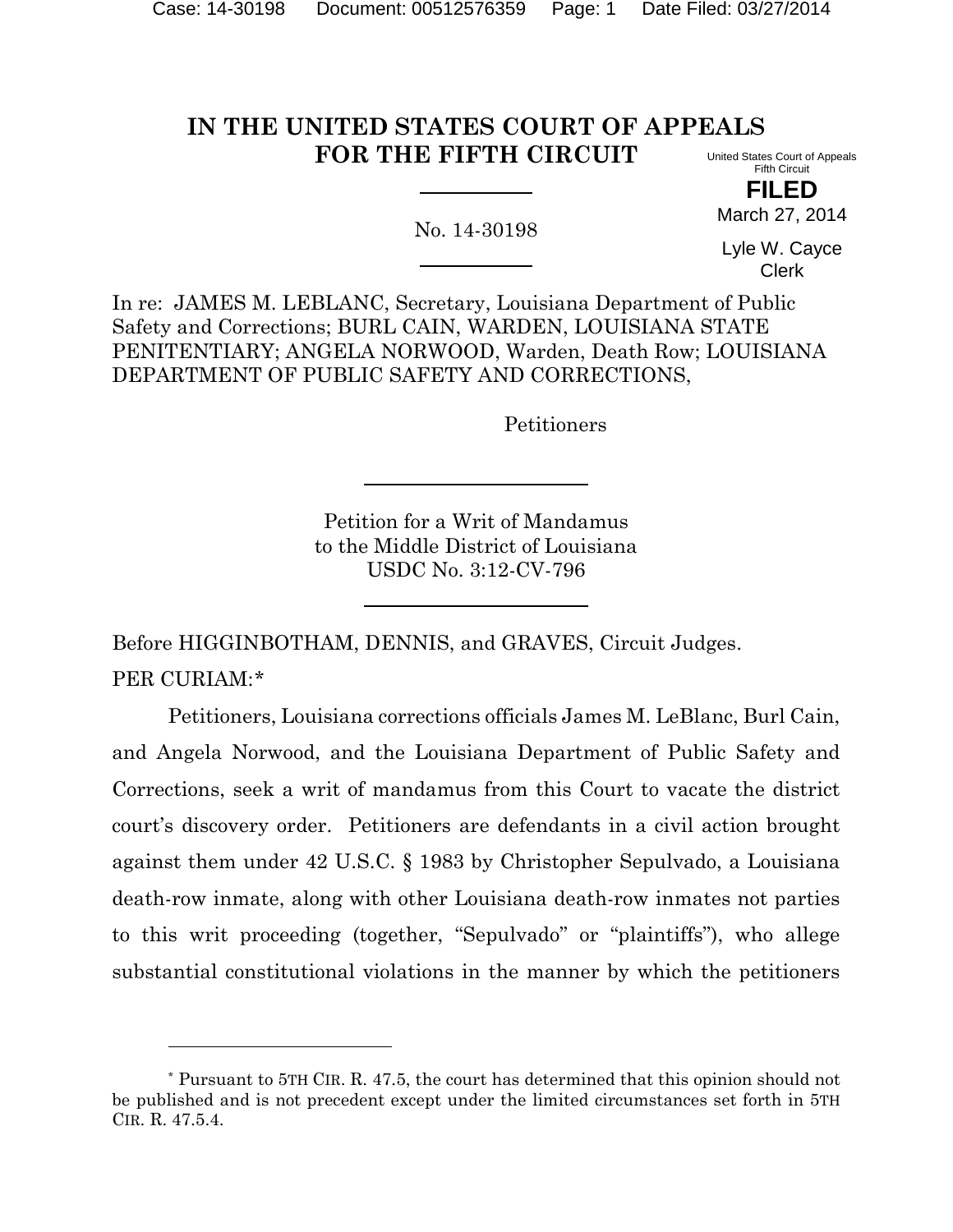# IN THE UNITED STATES COURT OF APPEALS FOR THE FIFTH CIRCUIT

United States Court of Appeals
Fifth Circuit

**FILED**

March 27, 2014

Lyle W. Cayce
Clerk

No. 14-30198

In re: JAMES M. LEBLANC, Secretary, Louisiana Department of Public Safety and Corrections; BURL CAIN, WARDEN, LOUISIANA STATE PENITENTIARY; ANGELA NORWOOD, Warden, Death Row; LOUISIANA DEPARTMENT OF PUBLIC SAFETY AND CORRECTIONS,

Petitioners

Petition for a Writ of Mandamus
to the Middle District of Louisiana
USDC No. 3:12-CV-796

Before HIGGINBOTHAM, DENNIS, and GRAVES, Circuit Judges.

PER CURIAM:*

Petitioners, Louisiana corrections officials James M. LeBlanc, Burl Cain, and Angela Norwood, and the Louisiana Department of Public Safety and Corrections, seek a writ of mandamus from this Court to vacate the district court's discovery order. Petitioners are defendants in a civil action brought against them under 42 U.S.C. § 1983 by Christopher Sepulvado, a Louisiana death-row inmate, along with other Louisiana death-row inmates not parties to this writ proceeding (together, "Sepulvado" or "plaintiffs"), who allege substantial constitutional violations in the manner by which the petitioners

---

\* Pursuant to 5TH CIR. R. 47.5, the court has determined that this opinion should not be published and is not precedent except under the limited circumstances set forth in 5TH CIR. R. 47.5.4.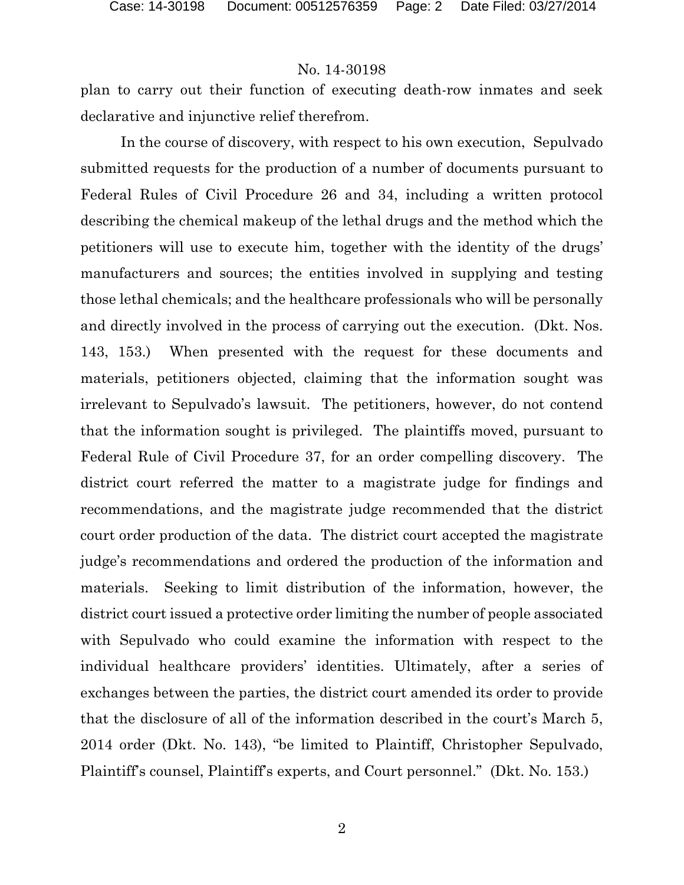plan to carry out their function of executing death-row inmates and seek declarative and injunctive relief therefrom.

In the course of discovery, with respect to his own execution, Sepulvado submitted requests for the production of a number of documents pursuant to Federal Rules of Civil Procedure 26 and 34, including a written protocol describing the chemical makeup of the lethal drugs and the method which the petitioners will use to execute him, together with the identity of the drugs' manufacturers and sources; the entities involved in supplying and testing those lethal chemicals; and the healthcare professionals who will be personally and directly involved in the process of carrying out the execution. (Dkt. Nos. 143, 153.) When presented with the request for these documents and materials, petitioners objected, claiming that the information sought was irrelevant to Sepulvado's lawsuit. The petitioners, however, do not contend that the information sought is privileged. The plaintiffs moved, pursuant to Federal Rule of Civil Procedure 37, for an order compelling discovery. The district court referred the matter to a magistrate judge for findings and recommendations, and the magistrate judge recommended that the district court order production of the data. The district court accepted the magistrate judge's recommendations and ordered the production of the information and materials. Seeking to limit distribution of the information, however, the district court issued a protective order limiting the number of people associated with Sepulvado who could examine the information with respect to the individual healthcare providers' identities. Ultimately, after a series of exchanges between the parties, the district court amended its order to provide that the disclosure of all of the information described in the court's March 5, 2014 order (Dkt. No. 143), "be limited to Plaintiff, Christopher Sepulvado, Plaintiff's counsel, Plaintiff's experts, and Court personnel." (Dkt. No. 153.)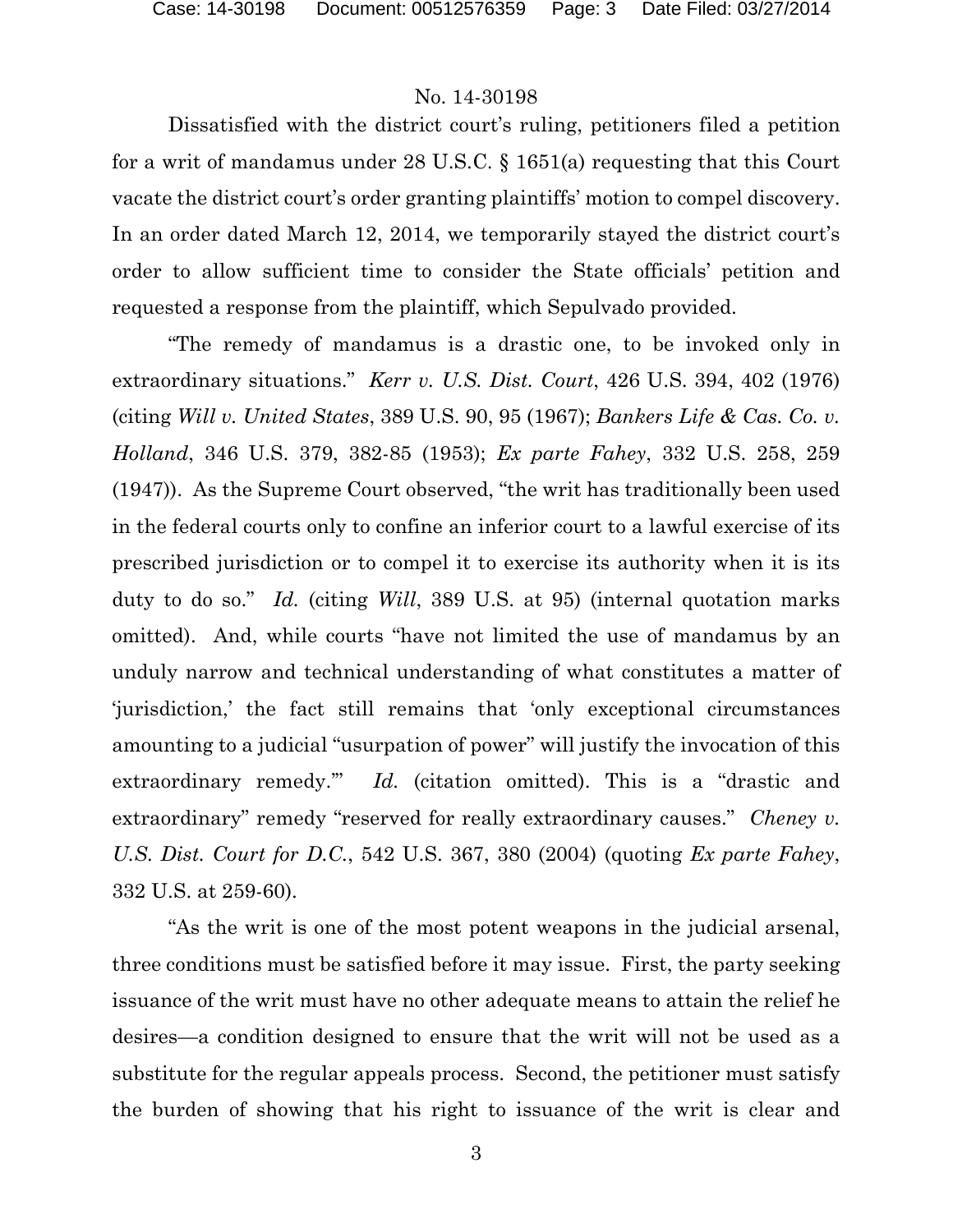Dissatisfied with the district court's ruling, petitioners filed a petition for a writ of mandamus under 28 U.S.C. § 1651(a) requesting that this Court vacate the district court's order granting plaintiffs' motion to compel discovery. In an order dated March 12, 2014, we temporarily stayed the district court's order to allow sufficient time to consider the State officials' petition and requested a response from the plaintiff, which Sepulvado provided.

"The remedy of mandamus is a drastic one, to be invoked only in extraordinary situations." *Kerr v. U.S. Dist. Court*, 426 U.S. 394, 402 (1976) (citing *Will v. United States*, 389 U.S. 90, 95 (1967); *Bankers Life & Cas. Co. v. Holland*, 346 U.S. 379, 382-85 (1953); *Ex parte Fahey*, 332 U.S. 258, 259 (1947)). As the Supreme Court observed, "the writ has traditionally been used in the federal courts only to confine an inferior court to a lawful exercise of its prescribed jurisdiction or to compel it to exercise its authority when it is its duty to do so." *Id.* (citing *Will*, 389 U.S. at 95) (internal quotation marks omitted). And, while courts "have not limited the use of mandamus by an unduly narrow and technical understanding of what constitutes a matter of 'jurisdiction,' the fact still remains that 'only exceptional circumstances amounting to a judicial "usurpation of power" will justify the invocation of this extraordinary remedy.'" *Id.* (citation omitted). This is a "drastic and extraordinary" remedy "reserved for really extraordinary causes." *Cheney v. U.S. Dist. Court for D.C.*, 542 U.S. 367, 380 (2004) (quoting *Ex parte Fahey*, 332 U.S. at 259-60).

"As the writ is one of the most potent weapons in the judicial arsenal, three conditions must be satisfied before it may issue. First, the party seeking issuance of the writ must have no other adequate means to attain the relief he desires—a condition designed to ensure that the writ will not be used as a substitute for the regular appeals process. Second, the petitioner must satisfy the burden of showing that his right to issuance of the writ is clear and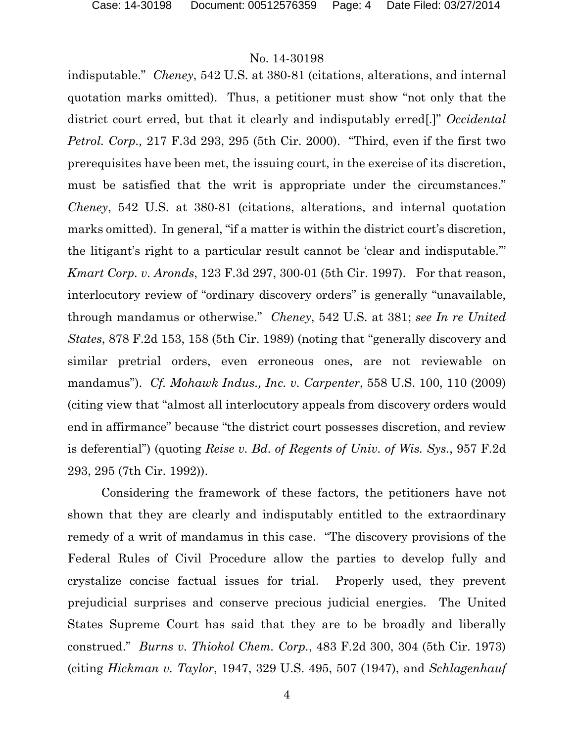indisputable." *Cheney*, 542 U.S. at 380-81 (citations, alterations, and internal quotation marks omitted). Thus, a petitioner must show "not only that the district court erred, but that it clearly and indisputably erred[.]" *Occidental Petrol. Corp.,* 217 F.3d 293, 295 (5th Cir. 2000). "Third, even if the first two prerequisites have been met, the issuing court, in the exercise of its discretion, must be satisfied that the writ is appropriate under the circumstances." *Cheney*, 542 U.S. at 380-81 (citations, alterations, and internal quotation marks omitted). In general, "if a matter is within the district court's discretion, the litigant's right to a particular result cannot be 'clear and indisputable.'" *Kmart Corp. v. Aronds*, 123 F.3d 297, 300-01 (5th Cir. 1997). For that reason, interlocutory review of "ordinary discovery orders" is generally "unavailable, through mandamus or otherwise." *Cheney*, 542 U.S. at 381; *see In re United States*, 878 F.2d 153, 158 (5th Cir. 1989) (noting that "generally discovery and similar pretrial orders, even erroneous ones, are not reviewable on mandamus"). *Cf. Mohawk Indus., Inc. v. Carpenter*, 558 U.S. 100, 110 (2009) (citing view that "almost all interlocutory appeals from discovery orders would end in affirmance" because "the district court possesses discretion, and review is deferential") (quoting *Reise v. Bd. of Regents of Univ. of Wis. Sys.*, 957 F.2d 293, 295 (7th Cir. 1992)).

Considering the framework of these factors, the petitioners have not shown that they are clearly and indisputably entitled to the extraordinary remedy of a writ of mandamus in this case. "The discovery provisions of the Federal Rules of Civil Procedure allow the parties to develop fully and crystalize concise factual issues for trial. Properly used, they prevent prejudicial surprises and conserve precious judicial energies. The United States Supreme Court has said that they are to be broadly and liberally construed." *Burns v. Thiokol Chem. Corp.*, 483 F.2d 300, 304 (5th Cir. 1973) (citing *Hickman v. Taylor*, 1947, 329 U.S. 495, 507 (1947), and *Schlagenhauf*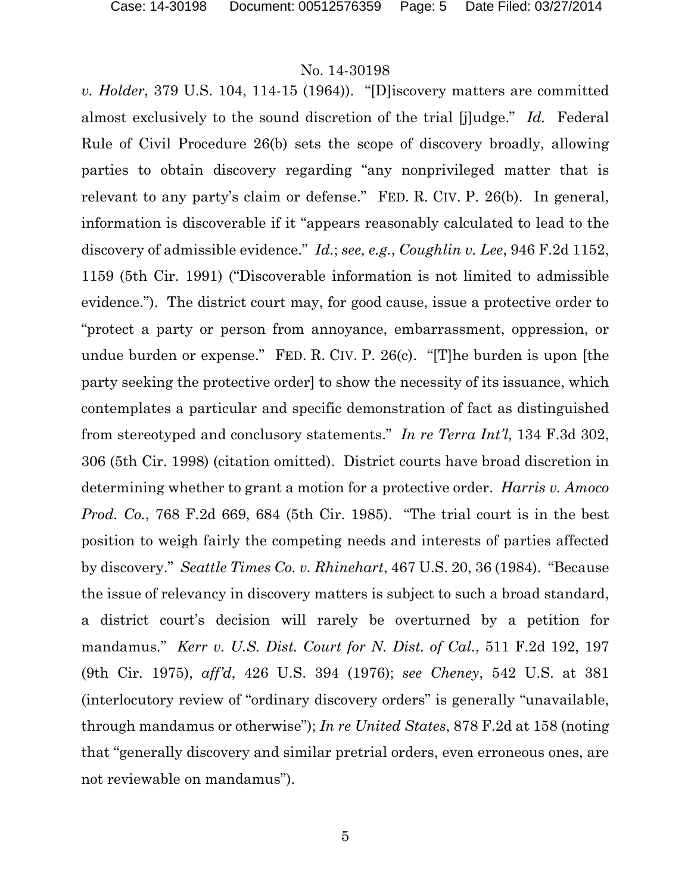*v. Holder*, 379 U.S. 104, 114-15 (1964)). "[D]iscovery matters are committed almost exclusively to the sound discretion of the trial [j]udge." *Id.* Federal Rule of Civil Procedure 26(b) sets the scope of discovery broadly, allowing parties to obtain discovery regarding "any nonprivileged matter that is relevant to any party's claim or defense." FED. R. CIV. P. 26(b). In general, information is discoverable if it "appears reasonably calculated to lead to the discovery of admissible evidence." *Id.*; *see, e.g.*, *Coughlin v. Lee*, 946 F.2d 1152, 1159 (5th Cir. 1991) ("Discoverable information is not limited to admissible evidence."). The district court may, for good cause, issue a protective order to "protect a party or person from annoyance, embarrassment, oppression, or undue burden or expense." FED. R. CIV. P. 26(c). "[T]he burden is upon [the party seeking the protective order] to show the necessity of its issuance, which contemplates a particular and specific demonstration of fact as distinguished from stereotyped and conclusory statements." *In re Terra Int'l*, 134 F.3d 302, 306 (5th Cir. 1998) (citation omitted). District courts have broad discretion in determining whether to grant a motion for a protective order. *Harris v. Amoco Prod. Co.*, 768 F.2d 669, 684 (5th Cir. 1985). "The trial court is in the best position to weigh fairly the competing needs and interests of parties affected by discovery." *Seattle Times Co. v. Rhinehart*, 467 U.S. 20, 36 (1984). "Because the issue of relevancy in discovery matters is subject to such a broad standard, a district court's decision will rarely be overturned by a petition for mandamus." *Kerr v. U.S. Dist. Court for N. Dist. of Cal.*, 511 F.2d 192, 197 (9th Cir. 1975), *aff'd*, 426 U.S. 394 (1976); *see Cheney*, 542 U.S. at 381 (interlocutory review of "ordinary discovery orders" is generally "unavailable, through mandamus or otherwise"); *In re United States*, 878 F.2d at 158 (noting that "generally discovery and similar pretrial orders, even erroneous ones, are not reviewable on mandamus").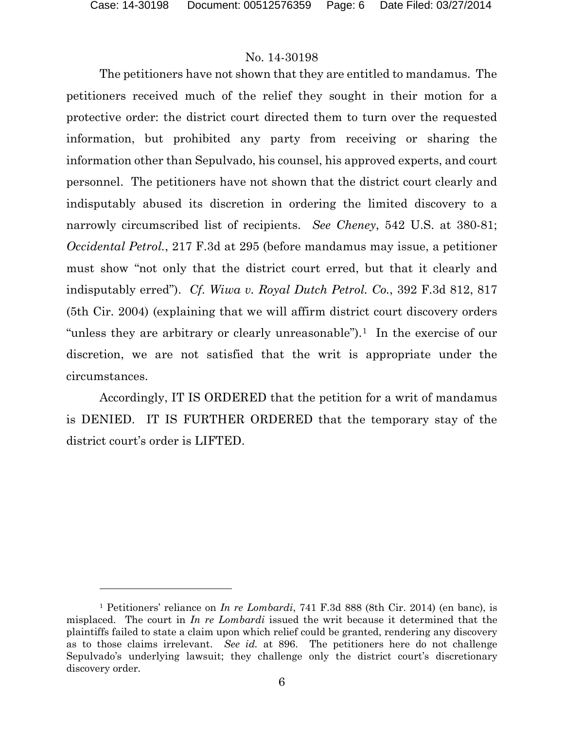The petitioners have not shown that they are entitled to mandamus. The petitioners received much of the relief they sought in their motion for a protective order: the district court directed them to turn over the requested information, but prohibited any party from receiving or sharing the information other than Sepulvado, his counsel, his approved experts, and court personnel. The petitioners have not shown that the district court clearly and indisputably abused its discretion in ordering the limited discovery to a narrowly circumscribed list of recipients. *See Cheney*, 542 U.S. at 380-81; *Occidental Petrol.*, 217 F.3d at 295 (before mandamus may issue, a petitioner must show "not only that the district court erred, but that it clearly and indisputably erred"). *Cf. Wiwa v. Royal Dutch Petrol. Co.*, 392 F.3d 812, 817 (5th Cir. 2004) (explaining that we will affirm district court discovery orders "unless they are arbitrary or clearly unreasonable").[1] In the exercise of our discretion, we are not satisfied that the writ is appropriate under the circumstances.

Accordingly, IT IS ORDERED that the petition for a writ of mandamus is DENIED. IT IS FURTHER ORDERED that the temporary stay of the district court's order is LIFTED.

---

[1] Petitioners' reliance on *In re Lombardi*, 741 F.3d 888 (8th Cir. 2014) (en banc), is misplaced. The court in *In re Lombardi* issued the writ because it determined that the plaintiffs failed to state a claim upon which relief could be granted, rendering any discovery as to those claims irrelevant. *See id.* at 896. The petitioners here do not challenge Sepulvado's underlying lawsuit; they challenge only the district court's discretionary discovery order.